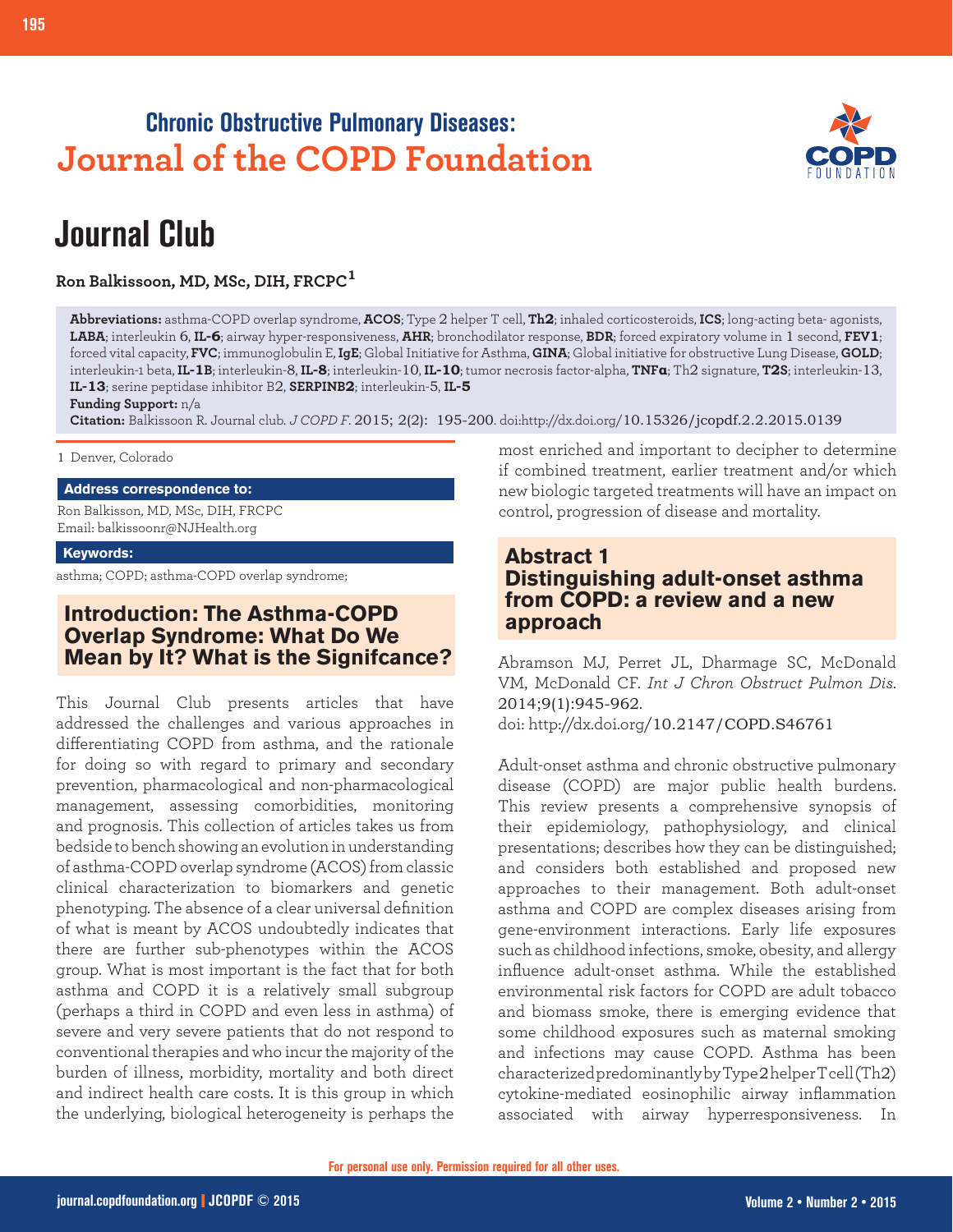**Chronic Obstructive Pulmonary Diseases:**
**Journal of the COPD Foundation**

# Journal Club

**Ron Balkissoon, MD, MSc, DIH, FRCPC[1]**

**Abbreviations:** asthma-COPD overlap syndrome, **ACOS**; Type 2 helper T cell, **Th2**; inhaled corticosteroids, **ICS**; long-acting beta- agonists, **LABA**; interleukin 6, **IL-6**; airway hyper-responsiveness, **AHR**; bronchodilator response, **BDR**; forced expiratory volume in 1 second, **FEV1**; forced vital capacity, **FVC**; immunoglobulin E, **IgE**; Global Initiative for Asthma, **GINA**; Global initiative for obstructive Lung Disease, **GOLD**; interleukin-1 beta, **IL-1B**; interleukin-8, **IL-8**; interleukin-10, **IL-10**; tumor necrosis factor-alpha, **TNFα**; Th2 signature, **T2S**; interleukin-13, **IL-13**; serine peptidase inhibitor B2, **SERPINB2**; interleukin-5, **IL-5**

**Funding Support:** n/a

**Citation:** Balkissoon R. Journal club. *J COPD F*. 2015; 2(2): 195-200. doi:http://dx.doi.org/10.15326/jcopdf.2.2.2015.0139

1 Denver, Colorado

**Address correspondence to:**

Ron Balkisson, MD, MSc, DIH, FRCPC
Email: balkissoonr@NJHealth.org

**Keywords:**

asthma; COPD; asthma-COPD overlap syndrome;

## Introduction: The Asthma-COPD Overlap Syndrome: What Do We Mean by It? What is the Signifcance?

This Journal Club presents articles that have addressed the challenges and various approaches in differentiating COPD from asthma, and the rationale for doing so with regard to primary and secondary prevention, pharmacological and non-pharmacological management, assessing comorbidities, monitoring and prognosis. This collection of articles takes us from bedside to bench showing an evolution in understanding of asthma-COPD overlap syndrome (ACOS) from classic clinical characterization to biomarkers and genetic phenotyping. The absence of a clear universal definition of what is meant by ACOS undoubtedly indicates that there are further sub-phenotypes within the ACOS group. What is most important is the fact that for both asthma and COPD it is a relatively small subgroup (perhaps a third in COPD and even less in asthma) of severe and very severe patients that do not respond to conventional therapies and who incur the majority of the burden of illness, morbidity, mortality and both direct and indirect health care costs. It is this group in which the underlying, biological heterogeneity is perhaps the most enriched and important to decipher to determine if combined treatment, earlier treatment and/or which new biologic targeted treatments will have an impact on control, progression of disease and mortality.

## Abstract 1
## Distinguishing adult-onset asthma from COPD: a review and a new approach

Abramson MJ, Perret JL, Dharmage SC, McDonald VM, McDonald CF. *Int J Chron Obstruct Pulmon Dis*. 2014;9(1):945-962.
doi: http://dx.doi.org/10.2147/COPD.S46761

Adult-onset asthma and chronic obstructive pulmonary disease (COPD) are major public health burdens. This review presents a comprehensive synopsis of their epidemiology, pathophysiology, and clinical presentations; describes how they can be distinguished; and considers both established and proposed new approaches to their management. Both adult-onset asthma and COPD are complex diseases arising from gene-environment interactions. Early life exposures such as childhood infections, smoke, obesity, and allergy influence adult-onset asthma. While the established environmental risk factors for COPD are adult tobacco and biomass smoke, there is emerging evidence that some childhood exposures such as maternal smoking and infections may cause COPD. Asthma has been characterized predominantly by Type 2 helper T cell (Th2) cytokine-mediated eosinophilic airway inflammation associated with airway hyperresponsiveness. In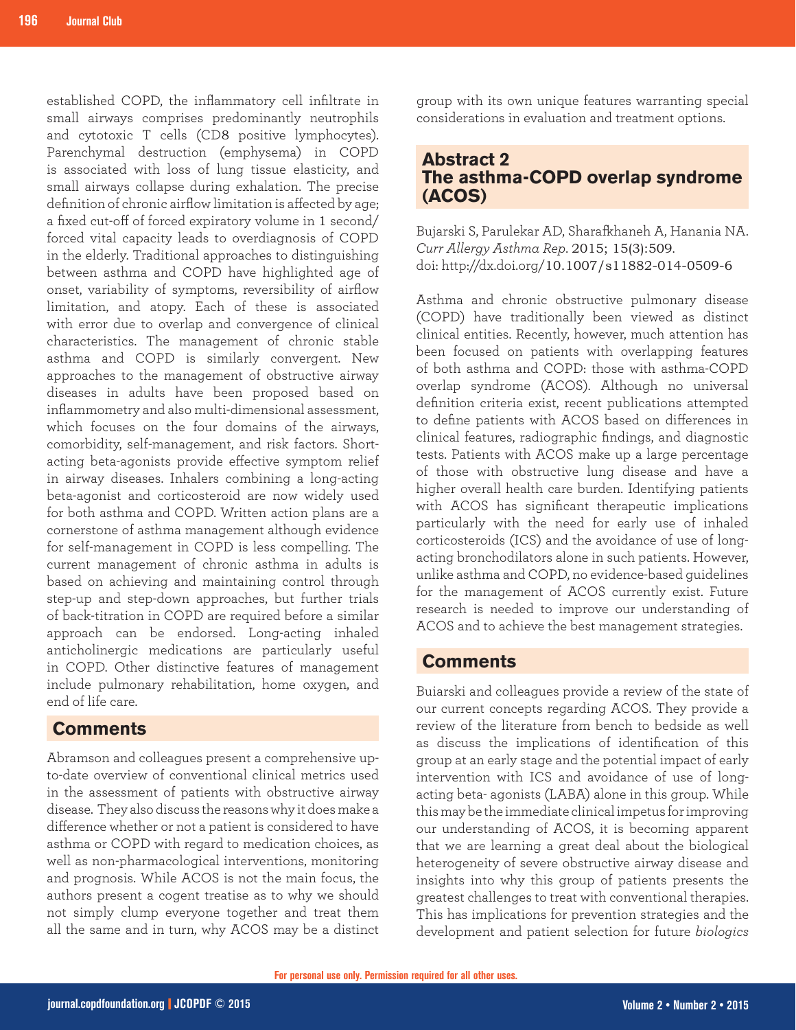established COPD, the inflammatory cell infiltrate in small airways comprises predominantly neutrophils and cytotoxic T cells (CD8 positive lymphocytes). Parenchymal destruction (emphysema) in COPD is associated with loss of lung tissue elasticity, and small airways collapse during exhalation. The precise definition of chronic airflow limitation is affected by age; a fixed cut-off of forced expiratory volume in 1 second/ forced vital capacity leads to overdiagnosis of COPD in the elderly. Traditional approaches to distinguishing between asthma and COPD have highlighted age of onset, variability of symptoms, reversibility of airflow limitation, and atopy. Each of these is associated with error due to overlap and convergence of clinical characteristics. The management of chronic stable asthma and COPD is similarly convergent. New approaches to the management of obstructive airway diseases in adults have been proposed based on inflammometry and also multi-dimensional assessment, which focuses on the four domains of the airways, comorbidity, self-management, and risk factors. Short-acting beta-agonists provide effective symptom relief in airway diseases. Inhalers combining a long-acting beta-agonist and corticosteroid are now widely used for both asthma and COPD. Written action plans are a cornerstone of asthma management although evidence for self-management in COPD is less compelling. The current management of chronic asthma in adults is based on achieving and maintaining control through step-up and step-down approaches, but further trials of back-titration in COPD are required before a similar approach can be endorsed. Long-acting inhaled anticholinergic medications are particularly useful in COPD. Other distinctive features of management include pulmonary rehabilitation, home oxygen, and end of life care.

## Comments

Abramson and colleagues present a comprehensive up-to-date overview of conventional clinical metrics used in the assessment of patients with obstructive airway disease. They also discuss the reasons why it does make a difference whether or not a patient is considered to have asthma or COPD with regard to medication choices, as well as non-pharmacological interventions, monitoring and prognosis. While ACOS is not the main focus, the authors present a cogent treatise as to why we should not simply clump everyone together and treat them all the same and in turn, why ACOS may be a distinct group with its own unique features warranting special considerations in evaluation and treatment options.

## Abstract 2 The asthma-COPD overlap syndrome (ACOS)

Bujarski S, Parulekar AD, Sharafkhaneh A, Hanania NA. *Curr Allergy Asthma Rep*. 2015; 15(3):509. doi: http://dx.doi.org/10.1007/s11882-014-0509-6

Asthma and chronic obstructive pulmonary disease (COPD) have traditionally been viewed as distinct clinical entities. Recently, however, much attention has been focused on patients with overlapping features of both asthma and COPD: those with asthma-COPD overlap syndrome (ACOS). Although no universal definition criteria exist, recent publications attempted to define patients with ACOS based on differences in clinical features, radiographic findings, and diagnostic tests. Patients with ACOS make up a large percentage of those with obstructive lung disease and have a higher overall health care burden. Identifying patients with ACOS has significant therapeutic implications particularly with the need for early use of inhaled corticosteroids (ICS) and the avoidance of use of long-acting bronchodilators alone in such patients. However, unlike asthma and COPD, no evidence-based guidelines for the management of ACOS currently exist. Future research is needed to improve our understanding of ACOS and to achieve the best management strategies.

## Comments

Buiarski and colleagues provide a review of the state of our current concepts regarding ACOS. They provide a review of the literature from bench to bedside as well as discuss the implications of identification of this group at an early stage and the potential impact of early intervention with ICS and avoidance of use of long-acting beta- agonists (LABA) alone in this group. While this may be the immediate clinical impetus for improving our understanding of ACOS, it is becoming apparent that we are learning a great deal about the biological heterogeneity of severe obstructive airway disease and insights into why this group of patients presents the greatest challenges to treat with conventional therapies. This has implications for prevention strategies and the development and patient selection for future *biologics*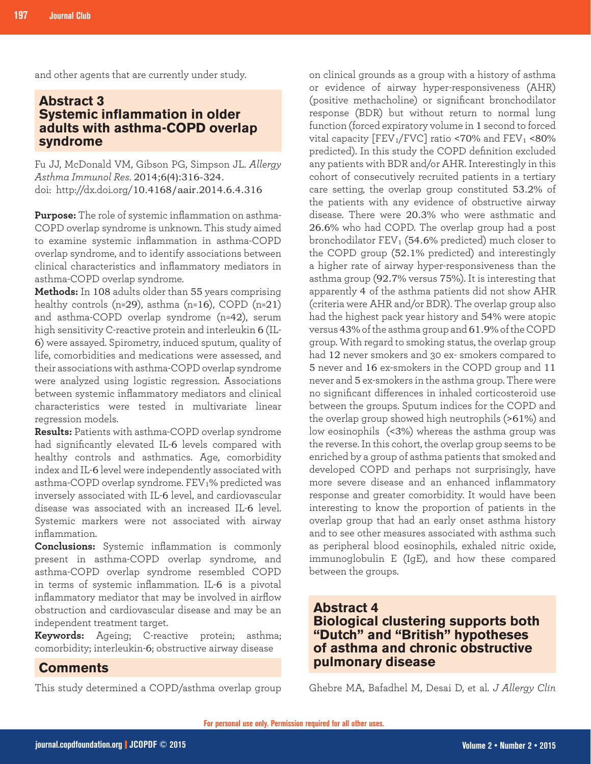and other agents that are currently under study.

## Abstract 3
## Systemic inflammation in older adults with asthma-COPD overlap syndrome

Fu JJ, McDonald VM, Gibson PG, Simpson JL. *Allergy Asthma Immunol Res*. 2014;6(4):316-324.
doi: http://dx.doi.org/10.4168/aair.2014.6.4.316

**Purpose:** The role of systemic inflammation on asthma-COPD overlap syndrome is unknown. This study aimed to examine systemic inflammation in asthma-COPD overlap syndrome, and to identify associations between clinical characteristics and inflammatory mediators in asthma-COPD overlap syndrome.

**Methods:** In 108 adults older than 55 years comprising healthy controls (n=29), asthma (n=16), COPD (n=21) and asthma-COPD overlap syndrome (n=42), serum high sensitivity C-reactive protein and interleukin 6 (IL-6) were assayed. Spirometry, induced sputum, quality of life, comorbidities and medications were assessed, and their associations with asthma-COPD overlap syndrome were analyzed using logistic regression. Associations between systemic inflammatory mediators and clinical characteristics were tested in multivariate linear regression models.

**Results:** Patients with asthma-COPD overlap syndrome had significantly elevated IL-6 levels compared with healthy controls and asthmatics. Age, comorbidity index and IL-6 level were independently associated with asthma-COPD overlap syndrome. $FEV_1$% predicted was inversely associated with IL-6 level, and cardiovascular disease was associated with an increased IL-6 level. Systemic markers were not associated with airway inflammation.

**Conclusions:** Systemic inflammation is commonly present in asthma-COPD overlap syndrome, and asthma-COPD overlap syndrome resembled COPD in terms of systemic inflammation. IL-6 is a pivotal inflammatory mediator that may be involved in airflow obstruction and cardiovascular disease and may be an independent treatment target.

**Keywords:** Ageing; C-reactive protein; asthma; comorbidity; interleukin-6; obstructive airway disease

## Comments

This study determined a COPD/asthma overlap group on clinical grounds as a group with a history of asthma or evidence of airway hyper-responsiveness (AHR) (positive methacholine) or significant bronchodilator response (BDR) but without return to normal lung function (forced expiratory volume in 1 second to forced vital capacity [$FEV_1$/FVC] ratio <70% and $FEV_1$ <80% predicted). In this study the COPD definition excluded any patients with BDR and/or AHR. Interestingly in this cohort of consecutively recruited patients in a tertiary care setting, the overlap group constituted 53.2% of the patients with any evidence of obstructive airway disease. There were 20.3% who were asthmatic and 26.6% who had COPD. The overlap group had a post bronchodilator $FEV_1$ (54.6% predicted) much closer to the COPD group (52.1% predicted) and interestingly a higher rate of airway hyper-responsiveness than the asthma group (92.7% versus 75%). It is interesting that apparently 4 of the asthma patients did not show AHR (criteria were AHR and/or BDR). The overlap group also had the highest pack year history and 54% were atopic versus 43% of the asthma group and 61.9% of the COPD group. With regard to smoking status, the overlap group had 12 never smokers and 30 ex- smokers compared to 5 never and 16 ex-smokers in the COPD group and 11 never and 5 ex-smokers in the asthma group. There were no significant differences in inhaled corticosteroid use between the groups. Sputum indices for the COPD and the overlap group showed high neutrophils (>61%) and low eosinophils (<3%) whereas the asthma group was the reverse. In this cohort, the overlap group seems to be enriched by a group of asthma patients that smoked and developed COPD and perhaps not surprisingly, have more severe disease and an enhanced inflammatory response and greater comorbidity. It would have been interesting to know the proportion of patients in the overlap group that had an early onset asthma history and to see other measures associated with asthma such as peripheral blood eosinophils, exhaled nitric oxide, immunoglobulin E (IgE), and how these compared between the groups.

## Abstract 4
## Biological clustering supports both "Dutch" and "British" hypotheses of asthma and chronic obstructive pulmonary disease

Ghebre MA, Bafadhel M, Desai D, et al. *J Allergy Clin*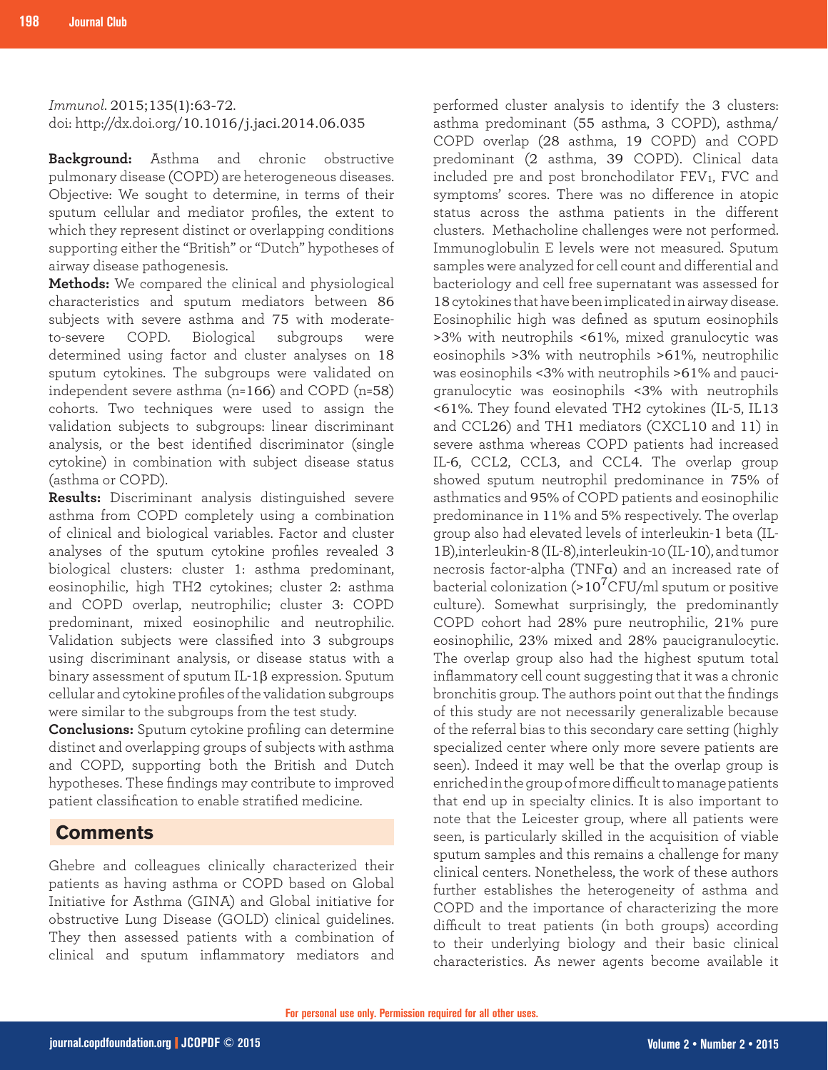*Immunol.* 2015;135(1):63-72.
doi: http://dx.doi.org/10.1016/j.jaci.2014.06.035

**Background:** Asthma and chronic obstructive pulmonary disease (COPD) are heterogeneous diseases. Objective: We sought to determine, in terms of their sputum cellular and mediator profiles, the extent to which they represent distinct or overlapping conditions supporting either the "British" or "Dutch" hypotheses of airway disease pathogenesis.

**Methods:** We compared the clinical and physiological characteristics and sputum mediators between 86 subjects with severe asthma and 75 with moderate-to-severe COPD. Biological subgroups were determined using factor and cluster analyses on 18 sputum cytokines. The subgroups were validated on independent severe asthma (n=166) and COPD (n=58) cohorts. Two techniques were used to assign the validation subjects to subgroups: linear discriminant analysis, or the best identified discriminator (single cytokine) in combination with subject disease status (asthma or COPD).

**Results:** Discriminant analysis distinguished severe asthma from COPD completely using a combination of clinical and biological variables. Factor and cluster analyses of the sputum cytokine profiles revealed 3 biological clusters: cluster 1: asthma predominant, eosinophilic, high TH2 cytokines; cluster 2: asthma and COPD overlap, neutrophilic; cluster 3: COPD predominant, mixed eosinophilic and neutrophilic. Validation subjects were classified into 3 subgroups using discriminant analysis, or disease status with a binary assessment of sputum IL-1β expression. Sputum cellular and cytokine profiles of the validation subgroups were similar to the subgroups from the test study.

**Conclusions:** Sputum cytokine profiling can determine distinct and overlapping groups of subjects with asthma and COPD, supporting both the British and Dutch hypotheses. These findings may contribute to improved patient classification to enable stratified medicine.

## Comments

Ghebre and colleagues clinically characterized their patients as having asthma or COPD based on Global Initiative for Asthma (GINA) and Global initiative for obstructive Lung Disease (GOLD) clinical guidelines. They then assessed patients with a combination of clinical and sputum inflammatory mediators and performed cluster analysis to identify the 3 clusters: asthma predominant (55 asthma, 3 COPD), asthma/COPD overlap (28 asthma, 19 COPD) and COPD predominant (2 asthma, 39 COPD). Clinical data included pre and post bronchodilator $FEV_1$, FVC and symptoms' scores. There was no difference in atopic status across the asthma patients in the different clusters. Methacholine challenges were not performed. Immunoglobulin E levels were not measured. Sputum samples were analyzed for cell count and differential and bacteriology and cell free supernatant was assessed for 18 cytokines that have been implicated in airway disease. Eosinophilic high was defined as sputum eosinophils >3% with neutrophils <61%, mixed granulocytic was eosinophils >3% with neutrophils >61%, neutrophilic was eosinophils <3% with neutrophils >61% and paucigranulocytic was eosinophils <3% with neutrophils <61%. They found elevated TH2 cytokines (IL-5, IL13 and CCL26) and TH1 mediators (CXCL10 and 11) in severe asthma whereas COPD patients had increased IL-6, CCL2, CCL3, and CCL4. The overlap group showed sputum neutrophil predominance in 75% of asthmatics and 95% of COPD patients and eosinophilic predominance in 11% and 5% respectively. The overlap group also had elevated levels of interleukin-1 beta (IL-1B), interleukin-8 (IL-8), interleukin-10 (IL-10), and tumor necrosis factor-alpha (TNFα) and an increased rate of bacterial colonization ($>10^7$CFU/ml sputum or positive culture). Somewhat surprisingly, the predominantly COPD cohort had 28% pure neutrophilic, 21% pure eosinophilic, 23% mixed and 28% paucigranulocytic. The overlap group also had the highest sputum total inflammatory cell count suggesting that it was a chronic bronchitis group. The authors point out that the findings of this study are not necessarily generalizable because of the referral bias to this secondary care setting (highly specialized center where only more severe patients are seen). Indeed it may well be that the overlap group is enriched in the group of more difficult to manage patients that end up in specialty clinics. It is also important to note that the Leicester group, where all patients were seen, is particularly skilled in the acquisition of viable sputum samples and this remains a challenge for many clinical centers. Nonetheless, the work of these authors further establishes the heterogeneity of asthma and COPD and the importance of characterizing the more difficult to treat patients (in both groups) according to their underlying biology and their basic clinical characteristics. As newer agents become available it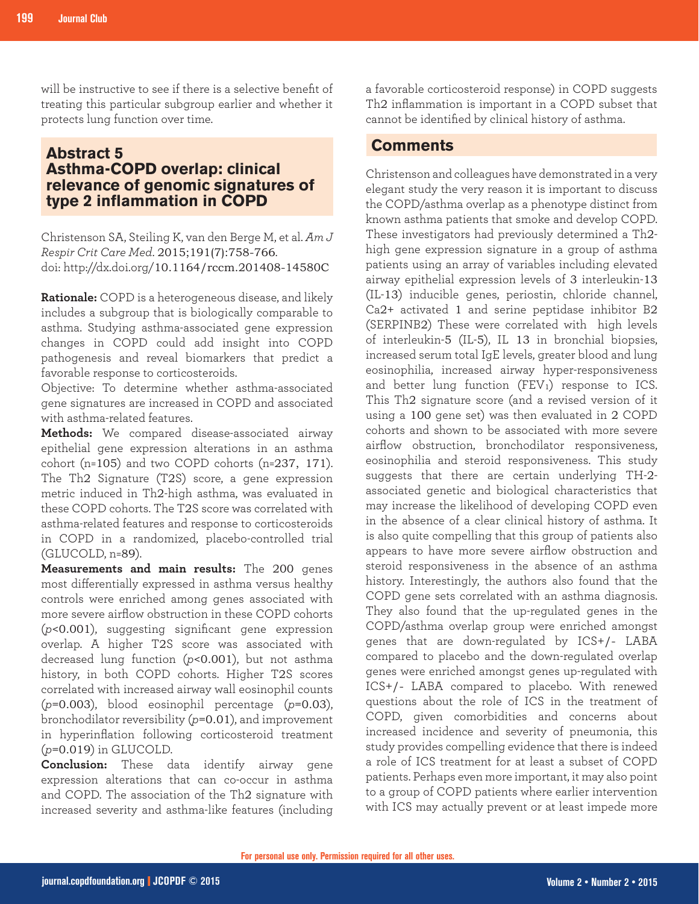will be instructive to see if there is a selective benefit of treating this particular subgroup earlier and whether it protects lung function over time.

## Abstract 5
## Asthma-COPD overlap: clinical relevance of genomic signatures of type 2 inflammation in COPD

Christenson SA, Steiling K, van den Berge M, et al. *Am J Respir Crit Care Med*. 2015;191(7):758-766. doi: http://dx.doi.org/10.1164/rccm.201408-14580C

**Rationale:** COPD is a heterogeneous disease, and likely includes a subgroup that is biologically comparable to asthma. Studying asthma-associated gene expression changes in COPD could add insight into COPD pathogenesis and reveal biomarkers that predict a favorable response to corticosteroids.
Objective: To determine whether asthma-associated gene signatures are increased in COPD and associated with asthma-related features.

**Methods:** We compared disease-associated airway epithelial gene expression alterations in an asthma cohort (n=105) and two COPD cohorts (n=237, 171). The Th2 Signature (T2S) score, a gene expression metric induced in Th2-high asthma, was evaluated in these COPD cohorts. The T2S score was correlated with asthma-related features and response to corticosteroids in COPD in a randomized, placebo-controlled trial (GLUCOLD, n=89).

**Measurements and main results:** The 200 genes most differentially expressed in asthma versus healthy controls were enriched among genes associated with more severe airflow obstruction in these COPD cohorts ($p$<0.001), suggesting significant gene expression overlap. A higher T2S score was associated with decreased lung function ($p$<0.001), but not asthma history, in both COPD cohorts. Higher T2S scores correlated with increased airway wall eosinophil counts ($p$=0.003), blood eosinophil percentage ($p$=0.03), bronchodilator reversibility ($p$=0.01), and improvement in hyperinflation following corticosteroid treatment ($p$=0.019) in GLUCOLD.

**Conclusion:** These data identify airway gene expression alterations that can co-occur in asthma and COPD. The association of the Th2 signature with increased severity and asthma-like features (including a favorable corticosteroid response) in COPD suggests Th2 inflammation is important in a COPD subset that cannot be identified by clinical history of asthma.

## Comments

Christenson and colleagues have demonstrated in a very elegant study the very reason it is important to discuss the COPD/asthma overlap as a phenotype distinct from known asthma patients that smoke and develop COPD. These investigators had previously determined a Th2-high gene expression signature in a group of asthma patients using an array of variables including elevated airway epithelial expression levels of 3 interleukin-13 (IL-13) inducible genes, periostin, chloride channel, Ca2+ activated 1 and serine peptidase inhibitor B2 (SERPINB2) These were correlated with high levels of interleukin-5 (IL-5), IL 13 in bronchial biopsies, increased serum total IgE levels, greater blood and lung eosinophilia, increased airway hyper-responsiveness and better lung function ($FEV_1$) response to ICS. This Th2 signature score (and a revised version of it using a 100 gene set) was then evaluated in 2 COPD cohorts and shown to be associated with more severe airflow obstruction, bronchodilator responsiveness, eosinophilia and steroid responsiveness. This study suggests that there are certain underlying TH-2-associated genetic and biological characteristics that may increase the likelihood of developing COPD even in the absence of a clear clinical history of asthma. It is also quite compelling that this group of patients also appears to have more severe airflow obstruction and steroid responsiveness in the absence of an asthma history. Interestingly, the authors also found that the COPD gene sets correlated with an asthma diagnosis. They also found that the up-regulated genes in the COPD/asthma overlap group were enriched amongst genes that are down-regulated by ICS+/- LABA compared to placebo and the down-regulated overlap genes were enriched amongst genes up-regulated with ICS+/- LABA compared to placebo. With renewed questions about the role of ICS in the treatment of COPD, given comorbidities and concerns about increased incidence and severity of pneumonia, this study provides compelling evidence that there is indeed a role of ICS treatment for at least a subset of COPD patients. Perhaps even more important, it may also point to a group of COPD patients where earlier intervention with ICS may actually prevent or at least impede more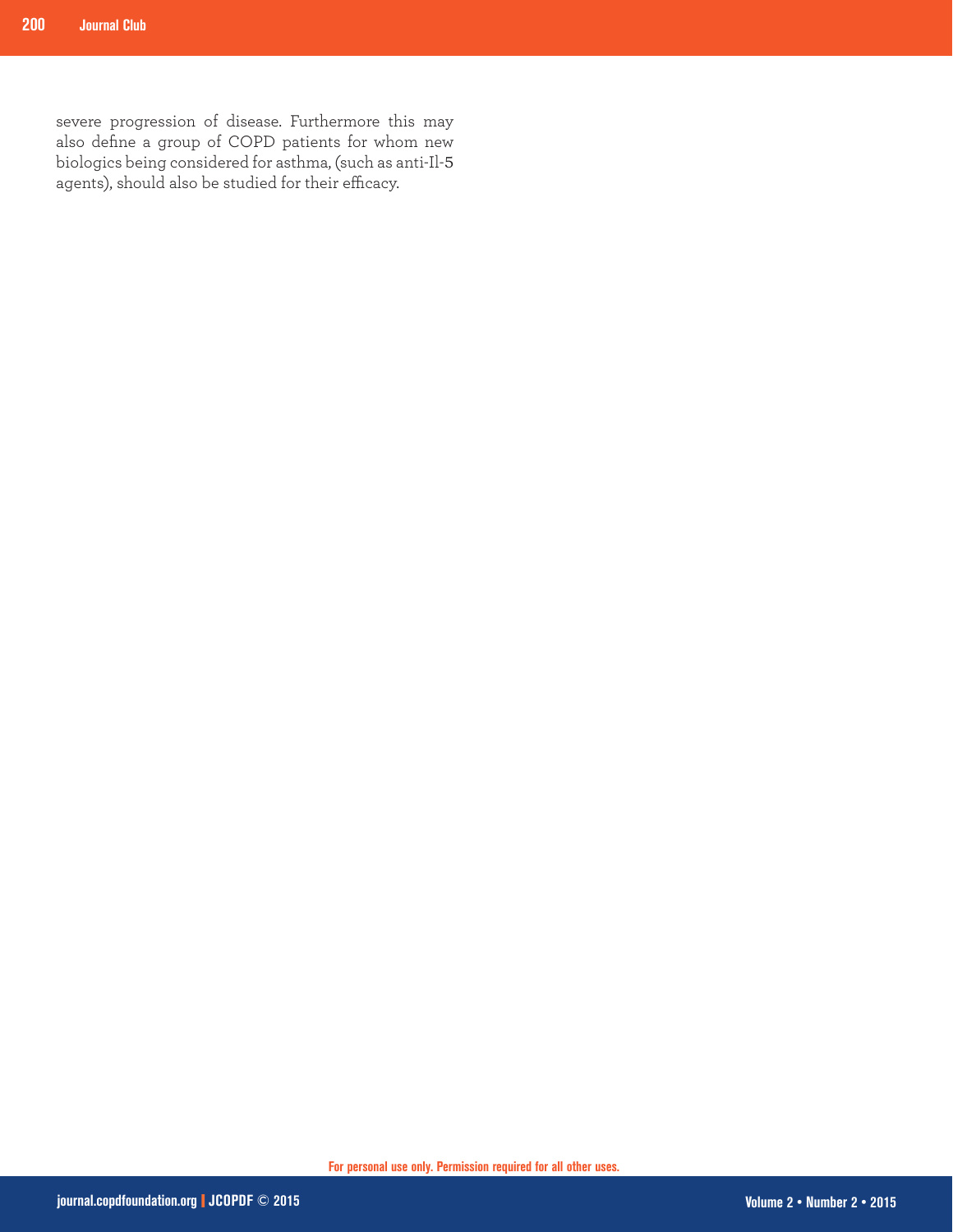severe progression of disease. Furthermore this may also define a group of COPD patients for whom new biologics being considered for asthma, (such as anti-Il-5 agents), should also be studied for their efficacy.